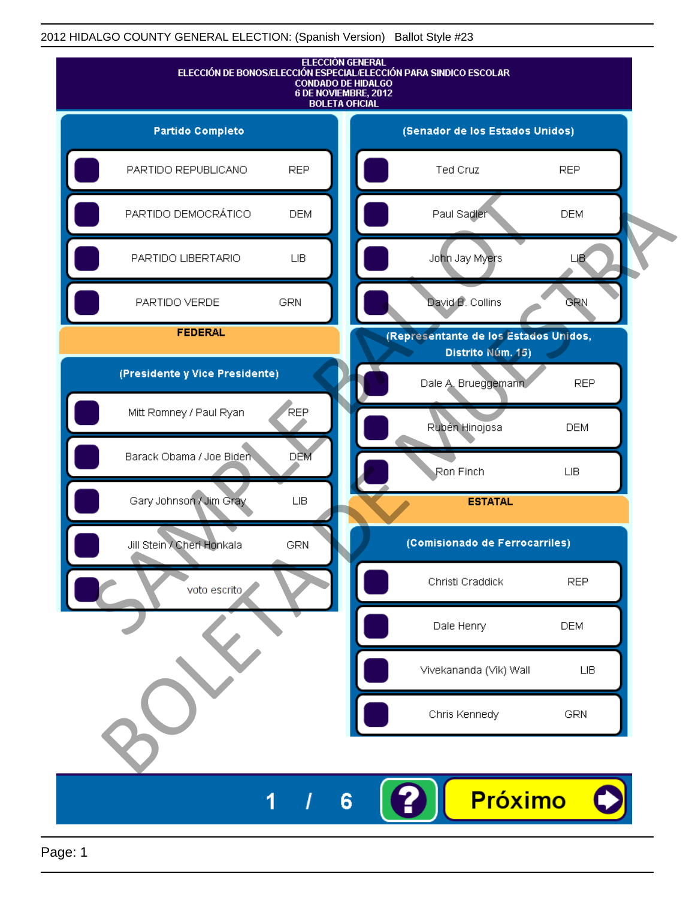2012 HIDALGO COUNTY GENERAL ELECTION: (Spanish Version) Ballot Style #23

# ELECCIÓN GENERAL
## ELECCIÓN DE BONOS/ELECCIÓN ESPECIAL/ELECCIÓN PARA SINDICO ESCOLAR
## CONDADO DE HIDALGO
## 6 DE NOVIEMBRE, 2012
## BOLETA OFICIAL

### Partido Completo

| | |
|---|---|
| PARTIDO REPUBLICANO | REP |
| PARTIDO DEMOCRÁTICO | DEM |
| PARTIDO LIBERTARIO | LIB |
| PARTIDO VERDE | GRN |

## FEDERAL

### (Presidente y Vice Presidente)

| | |
|---|---|
| Mitt Romney / Paul Ryan | REP |
| Barack Obama / Joe Biden | DEM |
| Gary Johnson / Jim Gray | LIB |
| Jill Stein / Cheri Honkala | GRN |
| voto escrito | |

### (Senador de los Estados Unidos)

| | |
|---|---|
| Ted Cruz | REP |
| Paul Sadler | DEM |
| John Jay Myers | LIB |
| David B. Collins | GRN |

### (Representante de los Estados Unidos, Distrito Núm. 15)

| | |
|---|---|
| Dale A. Brueggemann | REP |
| Rubén Hinojosa | DEM |
| Ron Finch | LIB |

## ESTATAL

### (Comisionado de Ferrocarriles)

| | |
|---|---|
| Christi Craddick | REP |
| Dale Henry | DEM |
| Vivekananda (Vik) Wall | LIB |
| Chris Kennedy | GRN |

SAMPLE BALLOT
BOLETA DE MUESTRA

1 / 6

?

Próximo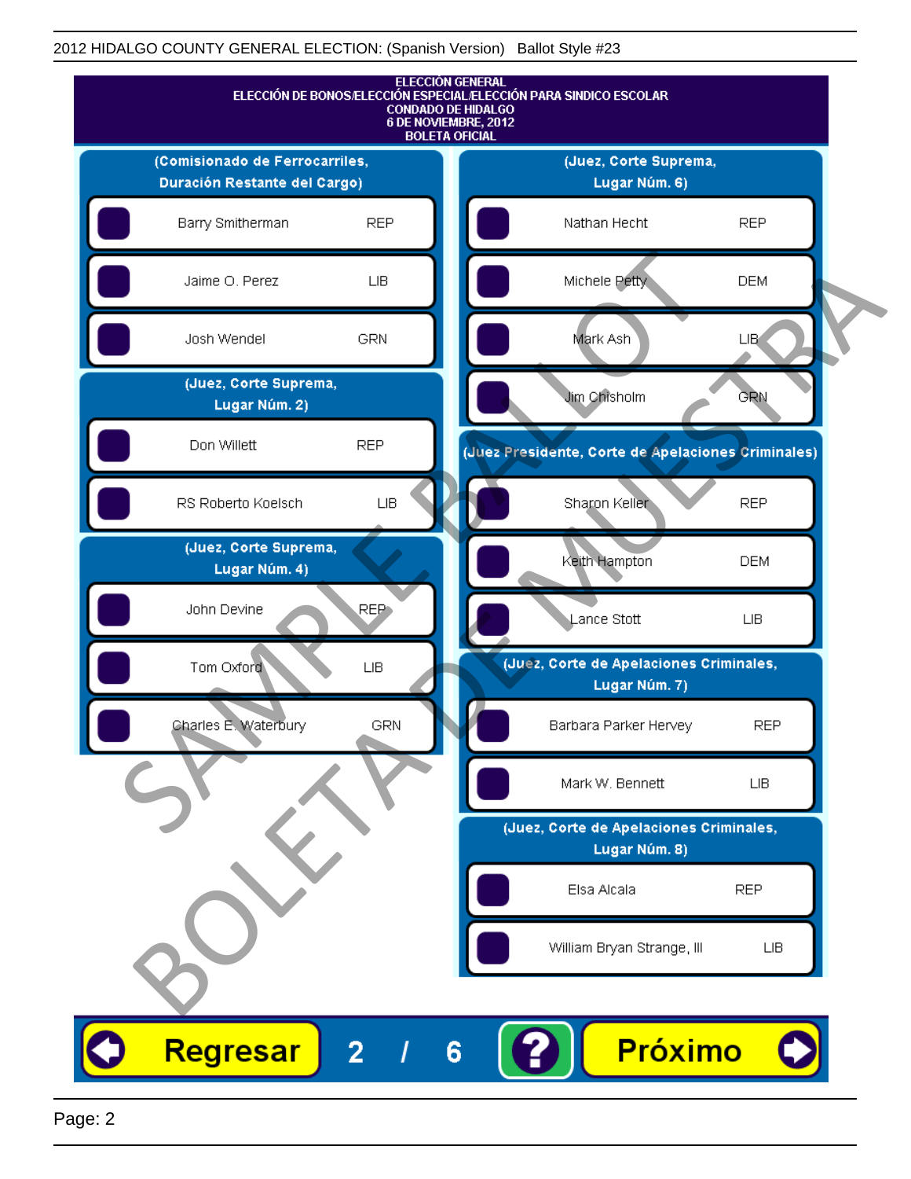2012 HIDALGO COUNTY GENERAL ELECTION: (Spanish Version) Ballot Style #23

# ELECCIÓN GENERAL
## ELECCIÓN DE BONOS/ELECCIÓN ESPECIAL/ELECCIÓN PARA SINDICO ESCOLAR
## CONDADO DE HIDALGO
## 6 DE NOVIEMBRE, 2012
## BOLETA OFICIAL

### (Comisionado de Ferrocarriles, Duración Restante del Cargo)

| Candidato | Partido |
|---|---|
| Barry Smitherman | REP |
| Jaime O. Perez | LIB |
| Josh Wendel | GRN |

### (Juez, Corte Suprema, Lugar Núm. 2)

| Candidato | Partido |
|---|---|
| Don Willett | REP |
| RS Roberto Koelsch | LIB |

### (Juez, Corte Suprema, Lugar Núm. 4)

| Candidato | Partido |
|---|---|
| John Devine | REP |
| Tom Oxford | LIB |
| Charles E. Waterbury | GRN |

### (Juez, Corte Suprema, Lugar Núm. 6)

| Candidato | Partido |
|---|---|
| Nathan Hecht | REP |
| Michele Petty | DEM |
| Mark Ash | LIB |
| Jim Chisholm | GRN |

### (Juez Presidente, Corte de Apelaciones Criminales)

| Candidato | Partido |
|---|---|
| Sharon Keller | REP |
| Keith Hampton | DEM |
| Lance Stott | LIB |

### (Juez, Corte de Apelaciones Criminales, Lugar Núm. 7)

| Candidato | Partido |
|---|---|
| Barbara Parker Hervey | REP |
| Mark W. Bennett | LIB |

### (Juez, Corte de Apelaciones Criminales, Lugar Núm. 8)

| Candidato | Partido |
|---|---|
| Elsa Alcala | REP |
| William Bryan Strange, III | LIB |

SAMPLE BALLOT / BOLETA DE MUESTRA

Regresar 2 / 6 ? Próximo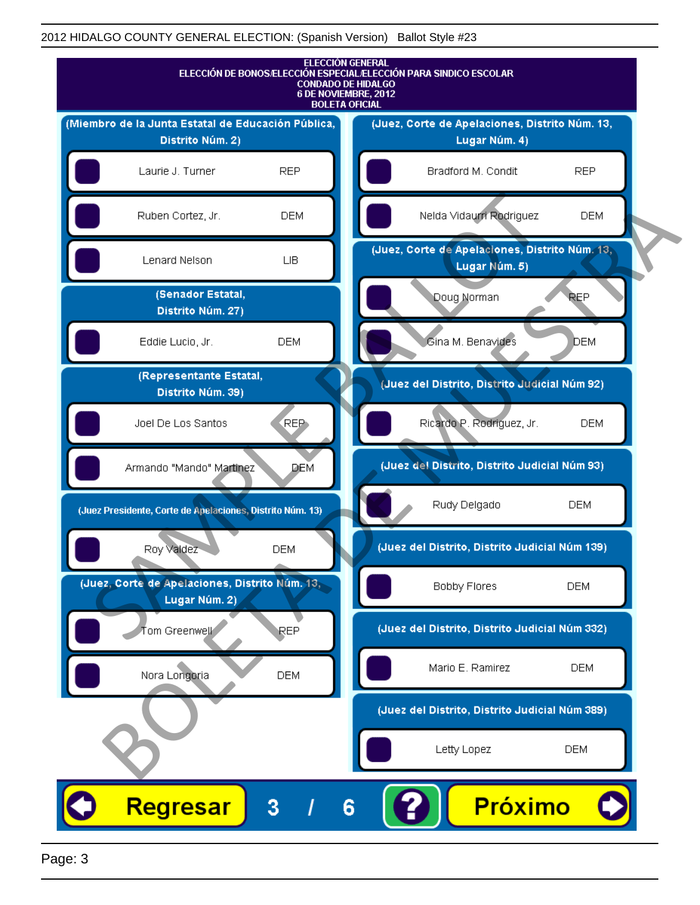2012 HIDALGO COUNTY GENERAL ELECTION: (Spanish Version)   Ballot Style #23

# ELECCIÓN GENERAL
## ELECCIÓN DE BONOS/ELECCIÓN ESPECIAL/ELECCIÓN PARA SINDICO ESCOLAR
## CONDADO DE HIDALGO
## 6 DE NOVIEMBRE, 2012
## BOLETA OFICIAL

**(Miembro de la Junta Estatal de Educación Pública, Distrito Núm. 2)**

- Laurie J. Turner — REP
- Ruben Cortez, Jr. — DEM
- Lenard Nelson — LIB

**(Senador Estatal, Distrito Núm. 27)**

- Eddie Lucio, Jr. — DEM

**(Representante Estatal, Distrito Núm. 39)**

- Joel De Los Santos — REP
- Armando "Mando" Martinez — DEM

**(Juez Presidente, Corte de Apelaciones, Distrito Núm. 13)**

- Roy Valdez — DEM

**(Juez, Corte de Apelaciones, Distrito Núm. 13, Lugar Núm. 2)**

- Tom Greenwell — REP
- Nora Longoria — DEM

**(Juez, Corte de Apelaciones, Distrito Núm. 13, Lugar Núm. 4)**

- Bradford M. Condit — REP
- Nelda Vidaurri Rodriguez — DEM

**(Juez, Corte de Apelaciones, Distrito Núm. 13, Lugar Núm. 5)**

- Doug Norman — REP
- Gina M. Benavides — DEM

**(Juez del Distrito, Distrito Judicial Núm 92)**

- Ricardo P. Rodriguez, Jr. — DEM

**(Juez del Distrito, Distrito Judicial Núm 93)**

- Rudy Delgado — DEM

**(Juez del Distrito, Distrito Judicial Núm 139)**

- Bobby Flores — DEM

**(Juez del Distrito, Distrito Judicial Núm 332)**

- Mario E. Ramirez — DEM

**(Juez del Distrito, Distrito Judicial Núm 389)**

- Letty Lopez — DEM

Regresar   3 / 6   ?   Próximo

SAMPLE BALLOT / BOLETA DE MUESTRA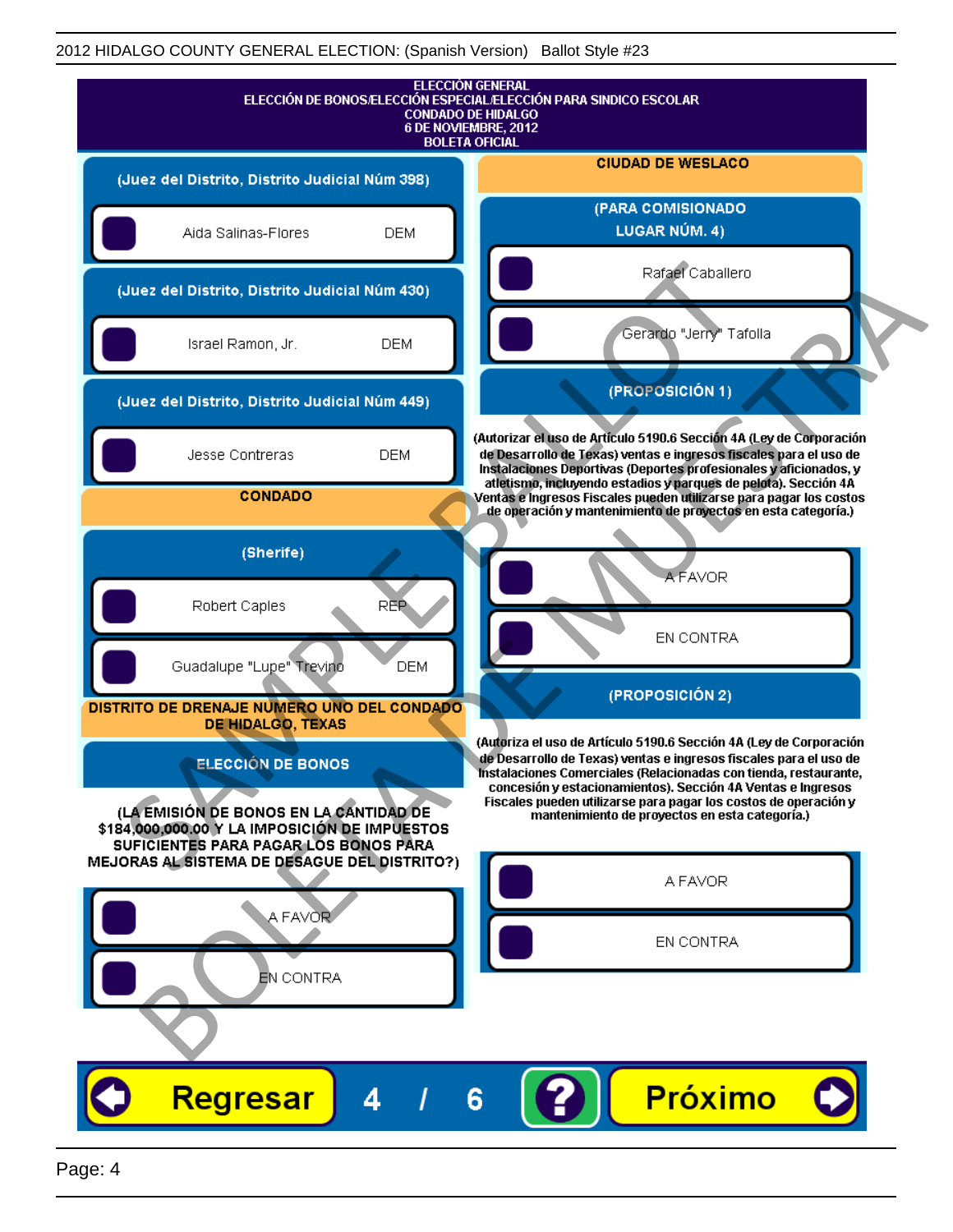# ELECCIÓN GENERAL
## ELECCIÓN DE BONOS/ELECCIÓN ESPECIAL/ELECCIÓN PARA SINDICO ESCOLAR
## CONDADO DE HIDALGO
## 6 DE NOVIEMBRE, 2012
## BOLETA OFICIAL

### (Juez del Distrito, Distrito Judicial Núm 398)

- Aida Salinas-Flores — DEM

### (Juez del Distrito, Distrito Judicial Núm 430)

- Israel Ramon, Jr. — DEM

### (Juez del Distrito, Distrito Judicial Núm 449)

- Jesse Contreras — DEM

## CONDADO

### (Sherife)

- Robert Caples — REP
- Guadalupe "Lupe" Trevino — DEM

## DISTRITO DE DRENAJE NUMERO UNO DEL CONDADO DE HIDALGO, TEXAS

### ELECCIÓN DE BONOS

**(LA EMISIÓN DE BONOS EN LA CANTIDAD DE $184,000,000.00 Y LA IMPOSICIÓN DE IMPUESTOS SUFICIENTES PARA PAGAR LOS BONOS PARA MEJORAS AL SISTEMA DE DESAGUE DEL DISTRITO?)**

- A FAVOR
- EN CONTRA

## CIUDAD DE WESLACO

### (PARA COMISIONADO LUGAR NÚM. 4)

- Rafael Caballero
- Gerardo "Jerry" Tafolla

### (PROPOSICIÓN 1)

**(Autorizar el uso de Artículo 5190.6 Sección 4A (Ley de Corporación de Desarrollo de Texas) ventas e ingresos fiscales para el uso de Instalaciones Deportivas (Deportes profesionales y aficionados, y atletismo, incluyendo estadios y parques de pelota). Sección 4A Ventas e Ingresos Fiscales pueden utilizarse para pagar los costos de operación y mantenimiento de proyectos en esta categoría.)**

- A FAVOR
- EN CONTRA

### (PROPOSICIÓN 2)

**(Autoriza el uso de Artículo 5190.6 Sección 4A (Ley de Corporación de Desarrollo de Texas) ventas e ingresos fiscales para el uso de Instalaciones Comerciales (Relacionadas con tienda, restaurante, concesión y estacionamientos). Sección 4A Ventas e Ingresos Fiscales pueden utilizarse para pagar los costos de operación y mantenimiento de proyectos en esta categoría.)**

- A FAVOR
- EN CONTRA

Regresar 4 / 6 ? Próximo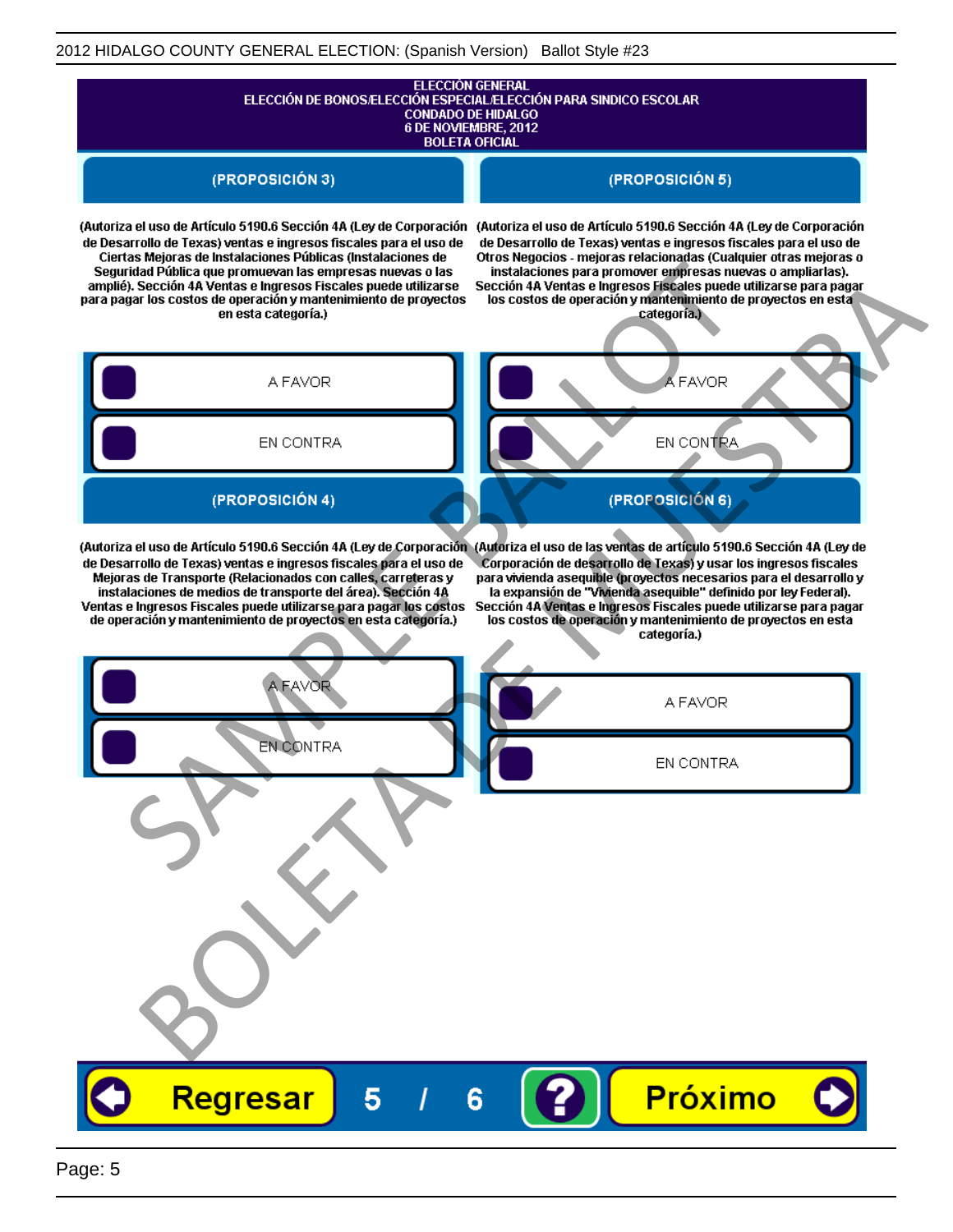ELECCIÓN GENERAL
ELECCIÓN DE BONOS/ELECCIÓN ESPECIAL/ELECCIÓN PARA SINDICO ESCOLAR
CONDADO DE HIDALGO
6 DE NOVIEMBRE, 2012
BOLETA OFICIAL

## (PROPOSICIÓN 3)

(Autoriza el uso de Artículo 5190.6 Sección 4A (Ley de Corporación de Desarrollo de Texas) ventas e ingresos fiscales para el uso de Ciertas Mejoras de Instalaciones Públicas (Instalaciones de Seguridad Pública que promuevan las empresas nuevas o las amplié). Sección 4A Ventas e Ingresos Fiscales puede utilizarse para pagar los costos de operación y mantenimiento de proyectos en esta categoría.)

- A FAVOR
- EN CONTRA

## (PROPOSICIÓN 4)

(Autoriza el uso de Artículo 5190.6 Sección 4A (Ley de Corporación de Desarrollo de Texas) ventas e ingresos fiscales para el uso de Mejoras de Transporte (Relacionados con calles, carreteras y instalaciones de medios de transporte del área). Sección 4A Ventas e Ingresos Fiscales puede utilizarse para pagar los costos de operación y mantenimiento de proyectos en esta categoría.)

- A FAVOR
- EN CONTRA

## (PROPOSICIÓN 5)

(Autoriza el uso de Artículo 5190.6 Sección 4A (Ley de Corporación de Desarrollo de Texas) ventas e ingresos fiscales para el uso de Otros Negocios - mejoras relacionadas (Cualquier otras mejoras o instalaciones para promover empresas nuevas o ampliarlas). Sección 4A Ventas e Ingresos Fiscales puede utilizarse para pagar los costos de operación y mantenimiento de proyectos en esta categoría.)

- A FAVOR
- EN CONTRA

## (PROPOSICIÓN 6)

(Autoriza el uso de las ventas de artículo 5190.6 Sección 4A (Ley de Corporación de desarrollo de Texas) y usar los ingresos fiscales para vivienda asequible (proyectos necesarios para el desarrollo y la expansión de "Vivienda asequible" definido por ley Federal). Sección 4A Ventas e Ingresos Fiscales puede utilizarse para pagar los costos de operación y mantenimiento de proyectos en esta categoría.)

- A FAVOR
- EN CONTRA

Regresar 5 / 6 ? Próximo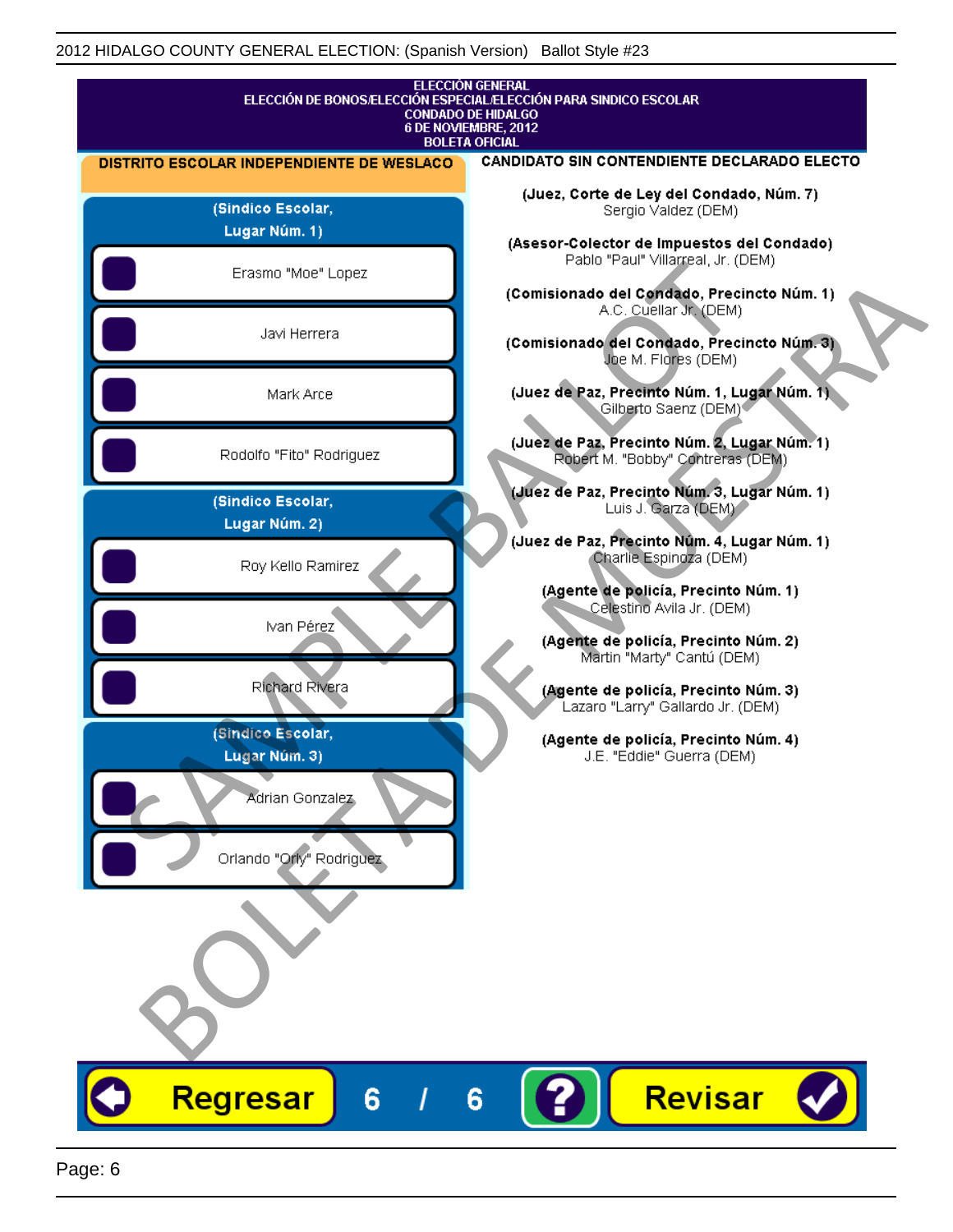2012 HIDALGO COUNTY GENERAL ELECTION: (Spanish Version)   Ballot Style #23

ELECCIÓN GENERAL
ELECCIÓN DE BONOS/ELECCIÓN ESPECIAL/ELECCIÓN PARA SINDICO ESCOLAR
CONDADO DE HIDALGO
6 DE NOVIEMBRE, 2012
BOLETA OFICIAL

**DISTRITO ESCOLAR INDEPENDIENTE DE WESLACO**

**(Sindico Escolar, Lugar Núm. 1)**

- Erasmo "Moe" Lopez
- Javi Herrera
- Mark Arce
- Rodolfo "Fito" Rodriguez

**(Sindico Escolar, Lugar Núm. 2)**

- Roy Kello Ramirez
- Ivan Pérez
- Richard Rivera

**(Sindico Escolar, Lugar Núm. 3)**

- Adrian Gonzalez
- Orlando "Orly" Rodriguez

**CANDIDATO SIN CONTENDIENTE DECLARADO ELECTO**

**(Juez, Corte de Ley del Condado, Núm. 7)**
Sergio Valdez (DEM)

**(Asesor-Colector de Impuestos del Condado)**
Pablo "Paul" Villarreal, Jr. (DEM)

**(Comisionado del Condado, Precincto Núm. 1)**
A.C. Cuellar Jr. (DEM)

**(Comisionado del Condado, Precincto Núm. 3)**
Joe M. Flores (DEM)

**(Juez de Paz, Precinto Núm. 1, Lugar Núm. 1)**
Gilberto Saenz (DEM)

**(Juez de Paz, Precinto Núm. 2, Lugar Núm. 1)**
Robert M. "Bobby" Contreras (DEM)

**(Juez de Paz, Precinto Núm. 3, Lugar Núm. 1)**
Luis J. Garza (DEM)

**(Juez de Paz, Precinto Núm. 4, Lugar Núm. 1)**
Charlie Espinoza (DEM)

**(Agente de policía, Precinto Núm. 1)**
Celestino Avila Jr. (DEM)

**(Agente de policía, Precinto Núm. 2)**
Martin "Marty" Cantú (DEM)

**(Agente de policía, Precinto Núm. 3)**
Lazaro "Larry" Gallardo Jr. (DEM)

**(Agente de policía, Precinto Núm. 4)**
J.E. "Eddie" Guerra (DEM)

SAMPLE BALLOT
BOLETA DE MUESTRA

Regresar   6 / 6   ?   Revisar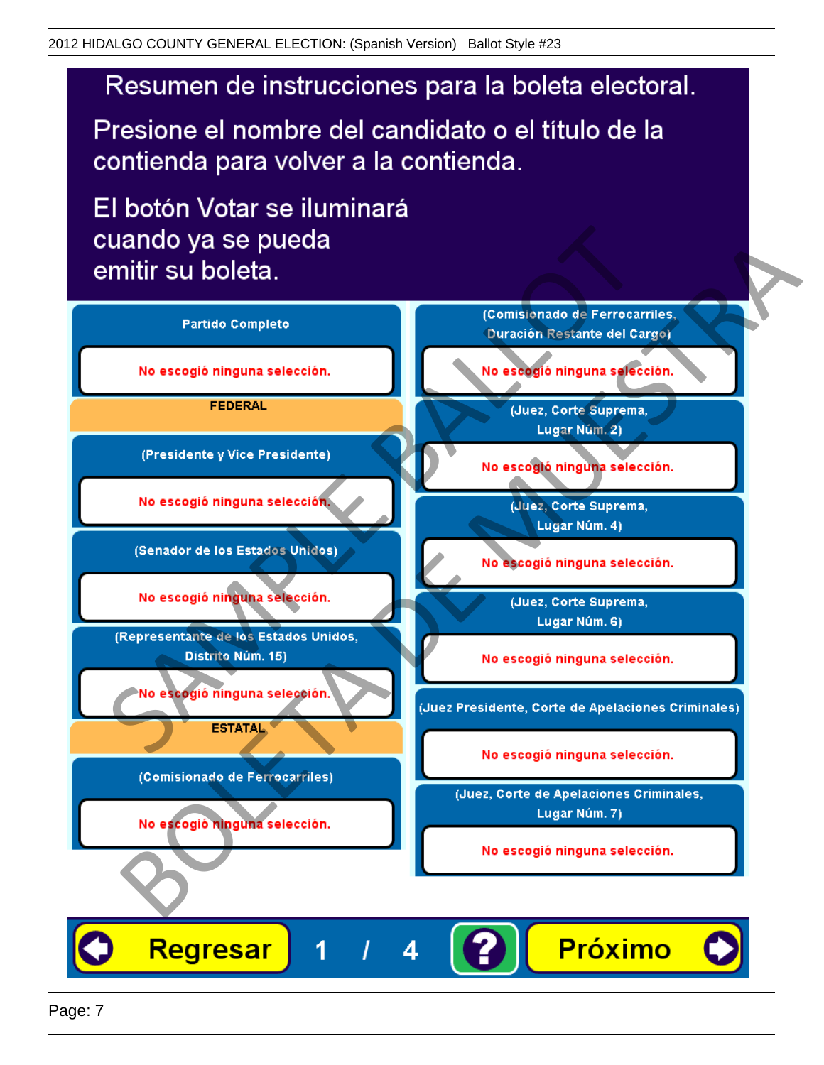# Resumen de instrucciones para la boleta electoral.

Presione el nombre del candidato o el título de la contienda para volver a la contienda.

El botón Votar se iluminará cuando ya se pueda emitir su boleta.

**Partido Completo**

No escogió ninguna selección.

**FEDERAL**

**(Presidente y Vice Presidente)**

No escogió ninguna selección.

**(Senador de los Estados Unidos)**

No escogió ninguna selección.

**(Representante de los Estados Unidos, Distrito Núm. 15)**

No escogió ninguna selección.

**ESTATAL**

**(Comisionado de Ferrocarriles)**

No escogió ninguna selección.

**(Comisionado de Ferrocarriles, Duración Restante del Cargo)**

No escogió ninguna selección.

**(Juez, Corte Suprema, Lugar Núm. 2)**

No escogió ninguna selección.

**(Juez, Corte Suprema, Lugar Núm. 4)**

No escogió ninguna selección.

**(Juez, Corte Suprema, Lugar Núm. 6)**

No escogió ninguna selección.

**(Juez Presidente, Corte de Apelaciones Criminales)**

No escogió ninguna selección.

**(Juez, Corte de Apelaciones Criminales, Lugar Núm. 7)**

No escogió ninguna selección.

SAMPLE BALLOT BOLETA DE MUESTRA

Regresar 1 / 4 ? Próximo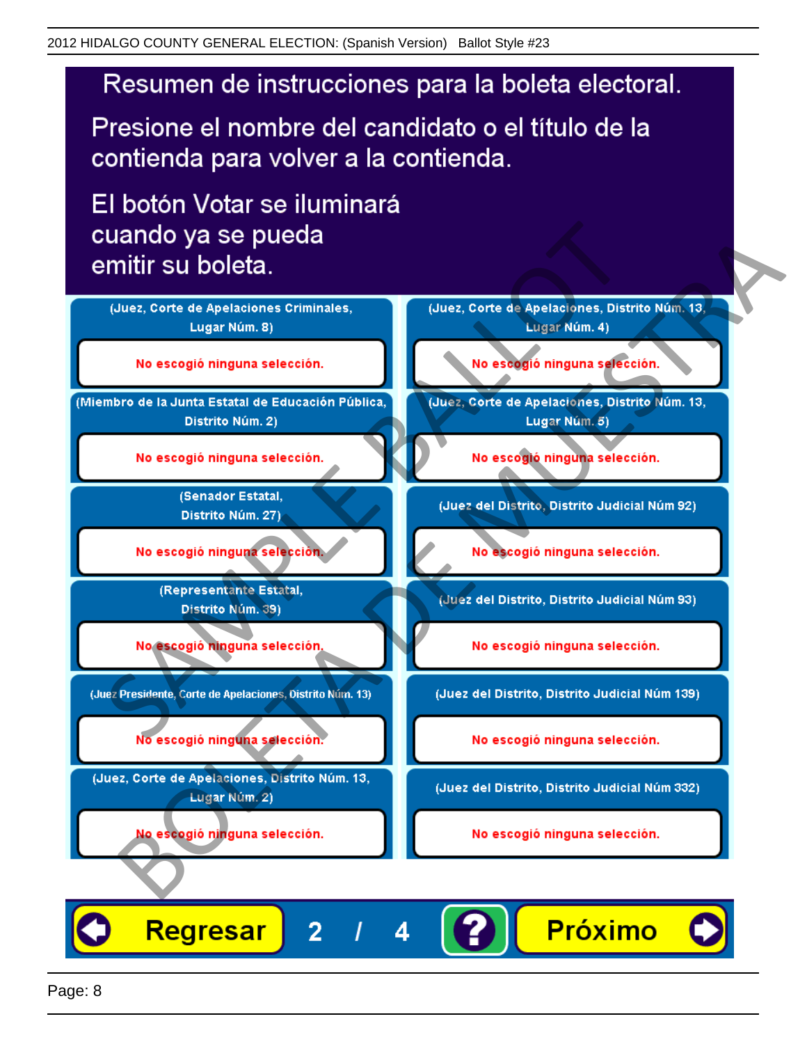# Resumen de instrucciones para la boleta electoral.

Presione el nombre del candidato o el título de la contienda para volver a la contienda.

El botón Votar se iluminará cuando ya se pueda emitir su boleta.

(Juez, Corte de Apelaciones Criminales, Lugar Núm. 8)

No escogió ninguna selección.

(Miembro de la Junta Estatal de Educación Pública, Distrito Núm. 2)

No escogió ninguna selección.

(Senador Estatal, Distrito Núm. 27)

No escogió ninguna selección.

(Representante Estatal, Distrito Núm. 39)

No escogió ninguna selección.

(Juez Presidente, Corte de Apelaciones, Distrito Núm. 13)

No escogió ninguna selección.

(Juez, Corte de Apelaciones, Distrito Núm. 13, Lugar Núm. 2)

No escogió ninguna selección.

(Juez, Corte de Apelaciones, Distrito Núm. 13, Lugar Núm. 4)

No escogió ninguna selección.

(Juez, Corte de Apelaciones, Distrito Núm. 13, Lugar Núm. 5)

No escogió ninguna selección.

(Juez del Distrito, Distrito Judicial Núm 92)

No escogió ninguna selección.

(Juez del Distrito, Distrito Judicial Núm 93)

No escogió ninguna selección.

(Juez del Distrito, Distrito Judicial Núm 139)

No escogió ninguna selección.

(Juez del Distrito, Distrito Judicial Núm 332)

No escogió ninguna selección.

Regresar 2 / 4 ? Próximo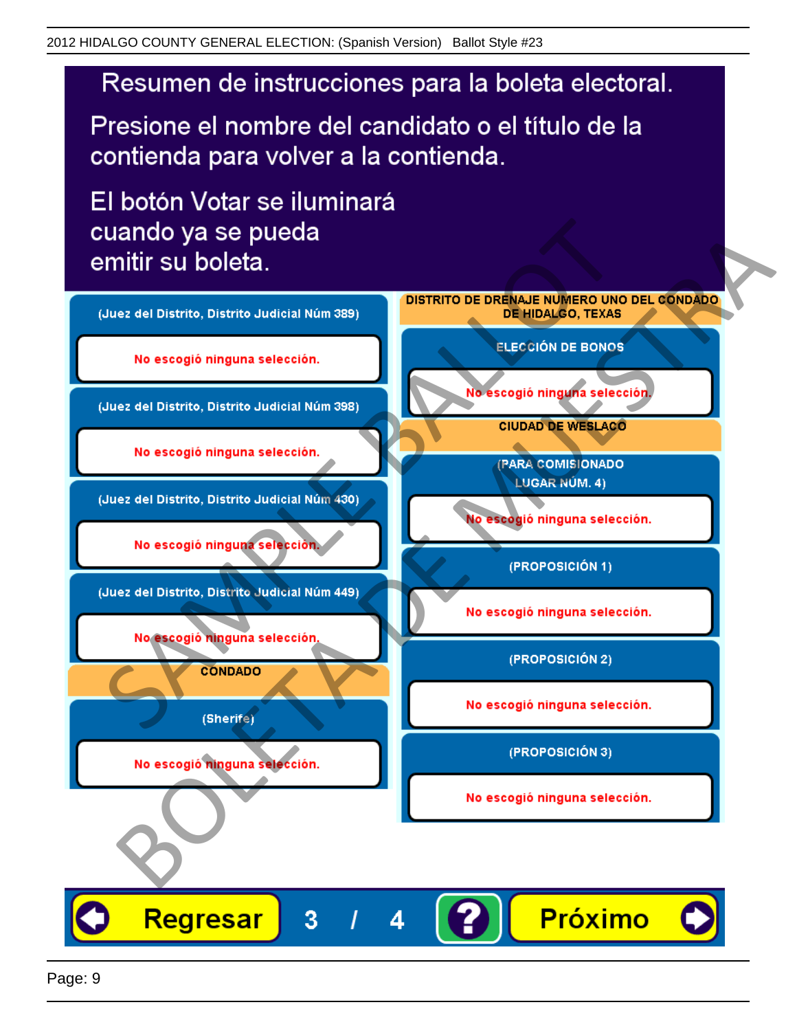2012 HIDALGO COUNTY GENERAL ELECTION: (Spanish Version) Ballot Style #23

# Resumen de instrucciones para la boleta electoral.

Presione el nombre del candidato o el título de la contienda para volver a la contienda.

El botón Votar se iluminará cuando ya se pueda emitir su boleta.

**(Juez del Distrito, Distrito Judicial Núm 389)**

No escogió ninguna selección.

**(Juez del Distrito, Distrito Judicial Núm 398)**

No escogió ninguna selección.

**(Juez del Distrito, Distrito Judicial Núm 430)**

No escogió ninguna selección.

**(Juez del Distrito, Distrito Judicial Núm 449)**

No escogió ninguna selección.

**CONDADO**

**(Sherife)**

No escogió ninguna selección.

**DISTRITO DE DRENAJE NUMERO UNO DEL CONDADO DE HIDALGO, TEXAS**

**ELECCIÓN DE BONOS**

No escogió ninguna selección.

**CIUDAD DE WESLACO**

**(PARA COMISIONADO LUGAR NÚM. 4)**

No escogió ninguna selección.

**(PROPOSICIÓN 1)**

No escogió ninguna selección.

**(PROPOSICIÓN 2)**

No escogió ninguna selección.

**(PROPOSICIÓN 3)**

No escogió ninguna selección.

Regresar 3 / 4 ? Próximo

SAMPLE BALLOT BOLETA DE MUESTRA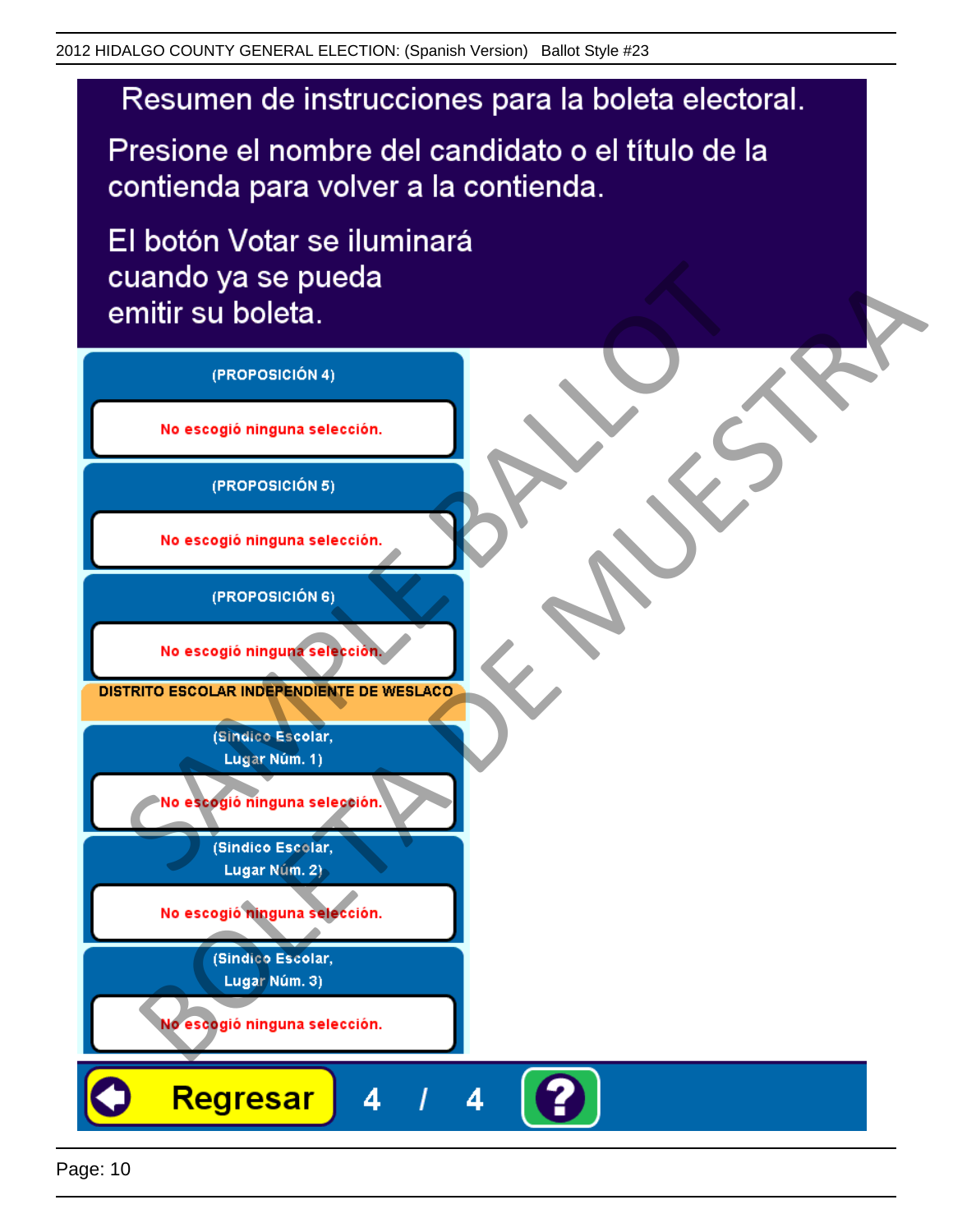# Resumen de instrucciones para la boleta electoral.

Presione el nombre del candidato o el título de la contienda para volver a la contienda.

El botón Votar se iluminará cuando ya se pueda emitir su boleta.

**(PROPOSICIÓN 4)**

No escogió ninguna selección.

**(PROPOSICIÓN 5)**

No escogió ninguna selección.

**(PROPOSICIÓN 6)**

No escogió ninguna selección.

**DISTRITO ESCOLAR INDEPENDIENTE DE WESLACO**

**(Sindico Escolar, Lugar Núm. 1)**

No escogió ninguna selección.

**(Sindico Escolar, Lugar Núm. 2)**

No escogió ninguna selección.

**(Sindico Escolar, Lugar Núm. 3)**

No escogió ninguna selección.

Regresar 4 / 4 ?

SAMPLE BALLOT

BOLETA DE MUESTRA